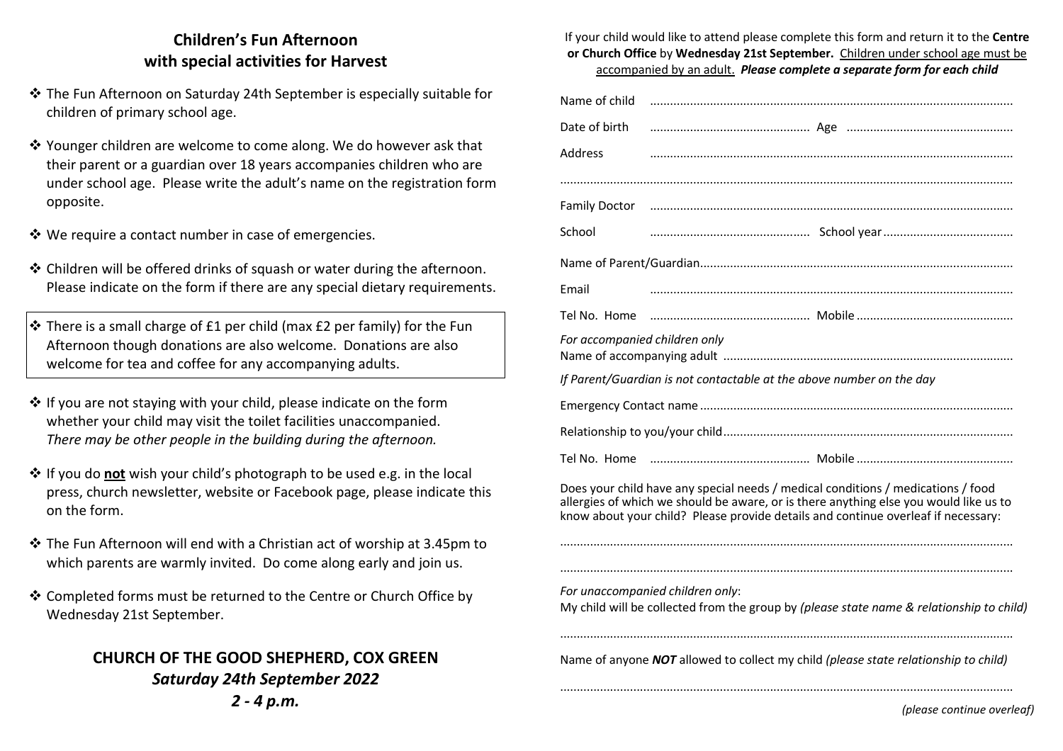## Children's Fun Afternoon with special activities for Harvest

- The Fun Afternoon on Saturday 24th September is especially suitable for children of primary school age.
- Younger children are welcome to come along. We do however ask that their parent or a guardian over 18 years accompanies children who are under school age. Please write the adult's name on the registration form opposite.
- We require a contact number in case of emergencies.
- Children will be offered drinks of squash or water during the afternoon. Please indicate on the form if there are any special dietary requirements.
- There is a small charge of £1 per child (max £2 per family) for the Fun Afternoon though donations are also welcome. Donations are also welcome for tea and coffee for any accompanying adults.
- If you are not staying with your child, please indicate on the form whether your child may visit the toilet facilities unaccompanied. *There may be other people in the building during the afternoon.*
- If you do **not** wish your child's photograph to be used e.g. in the local press, church newsletter, website or Facebook page, please indicate this on the form.
- The Fun Afternoon will end with a Christian act of worship at 3.45pm to which parents are warmly invited. Do come along early and join us.
- Completed forms must be returned to the Centre or Church Office by Wednesday 21st September.

**CHURCH OF THE GOOD SHEPHERD, COX GREEN**
***Saturday 24th September 2022***
***2 - 4 p.m.***

If your child would like to attend please complete this form and return it to the **Centre or Church Office** by **Wednesday 21st September.** Children under school age must be accompanied by an adult. ***Please complete a separate form for each child***

Name of child ..........................................................................................................

Date of birth ............................................... Age ................................................

Address ..........................................................................................................

..........................................................................................................................

Family Doctor ..........................................................................................................

School ............................................... School year .......................................

Name of Parent/Guardian..........................................................................................

Email ..........................................................................................................

Tel No. Home ............................................... Mobile ..............................................

*For accompanied children only*
Name of accompanying adult ......................................................................................

*If Parent/Guardian is not contactable at the above number on the day*

Emergency Contact name ............................................................................................

Relationship to you/your child.......................................................................................

Tel No. Home ............................................... Mobile ..............................................

Does your child have any special needs / medical conditions / medications / food allergies of which we should be aware, or is there anything else you would like us to know about your child? Please provide details and continue overleaf if necessary:

..........................................................................................................................

..........................................................................................................................

*For unaccompanied children only*:
My child will be collected from the group by *(please state name & relationship to child)*

..........................................................................................................................

Name of anyone ***NOT*** allowed to collect my child *(please state relationship to child)*

..........................................................................................................................

*(please continue overleaf)*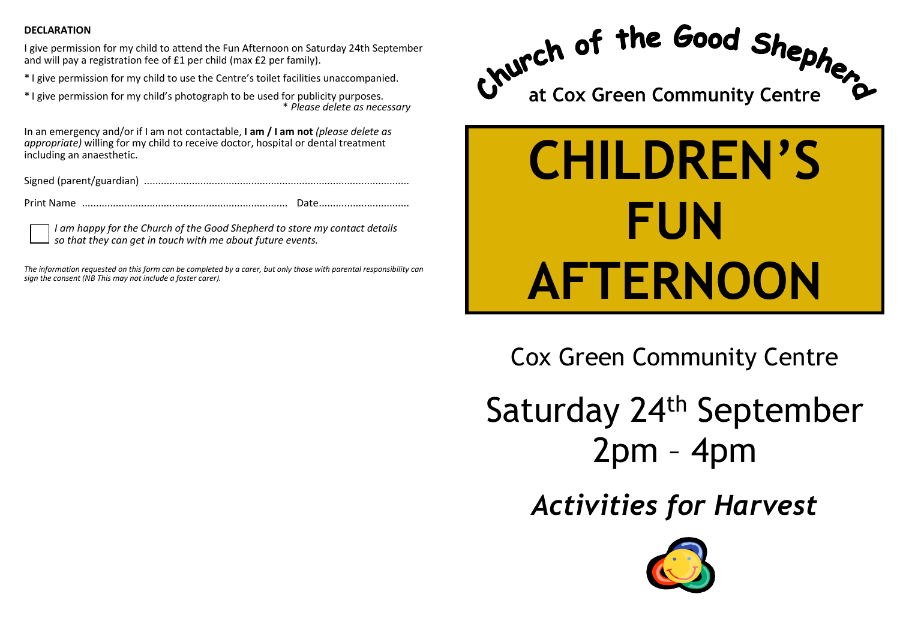**DECLARATION**

I give permission for my child to attend the Fun Afternoon on Saturday 24th September and will pay a registration fee of £1 per child (max £2 per family).

* I give permission for my child to use the Centre's toilet facilities unaccompanied.

* I give permission for my child's photograph to be used for publicity purposes.

*\* Please delete as necessary*

In an emergency and/or if I am not contactable, **I am / I am not** *(please delete as appropriate)* willing for my child to receive doctor, hospital or dental treatment including an anaesthetic.

Signed (parent/guardian) ............................................................................................

Print Name ........................................................................ Date................................

☐ *I am happy for the Church of the Good Shepherd to store my contact details so that they can get in touch with me about future events.*

*The information requested on this form can be completed by a carer, but only those with parental responsibility can sign the consent (NB This may not include a foster carer).*

Church of the Good Shepherd

**at Cox Green Community Centre**

# CHILDREN'S FUN AFTERNOON

Cox Green Community Centre

Saturday 24th September
2pm – 4pm

***Activities for Harvest***